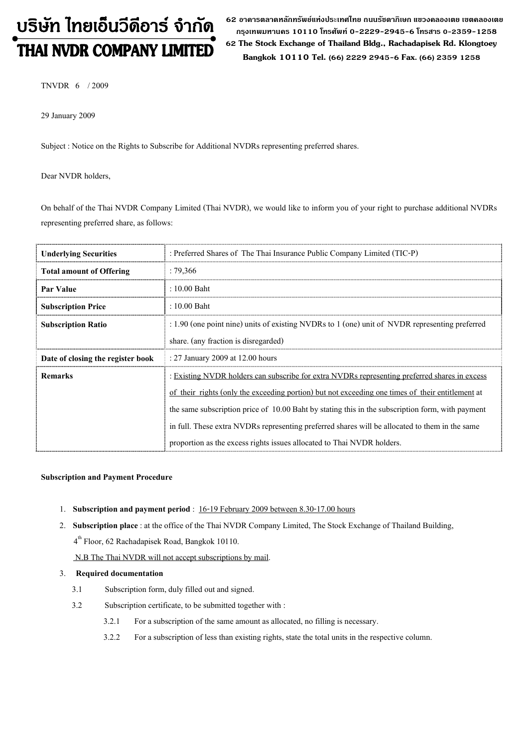# บริษัท ไทยเอ็นวีดีอาร์ จำกัด
# THAI NVDR COMPANY LIMITED

62 อาคารตลาดหลักทรัพย์แห่งประเทศไทย ถนนรัชดาภิเษก แขวงคลองเตย เขตคลองเตย กรุงเทพมหานคร 10110 โทรศัพท์ 0-2229-2945-6 โทรสาร 0-2359-1258
62 The Stock Exchange of Thailand Bldg., Rachadapisek Rd. Klongtoey Bangkok 10110 Tel. (66) 2229 2945-6 Fax. (66) 2359 1258

TNVDR 6 / 2009

29 January 2009

Subject : Notice on the Rights to Subscribe for Additional NVDRs representing preferred shares.

Dear NVDR holders,

On behalf of the Thai NVDR Company Limited (Thai NVDR), we would like to inform you of your right to purchase additional NVDRs representing preferred share, as follows:

| | |
|---|---|
| **Underlying Securities** | : Preferred Shares of The Thai Insurance Public Company Limited (TIC-P) |
| **Total amount of Offering** | : 79,366 |
| **Par Value** | : 10.00 Baht |
| **Subscription Price** | : 10.00 Baht |
| **Subscription Ratio** | : 1.90 (one point nine) units of existing NVDRs to 1 (one) unit of NVDR representing preferred share. (any fraction is disregarded) |
| **Date of closing the register book** | : 27 January 2009 at 12.00 hours |
| **Remarks** | : Existing NVDR holders can subscribe for extra NVDRs representing preferred shares in excess of their rights (only the exceeding portion) but not exceeding one times of their entitlement at the same subscription price of 10.00 Baht by stating this in the subscription form, with payment in full. These extra NVDRs representing preferred shares will be allocated to them in the same proportion as the excess rights issues allocated to Thai NVDR holders. |

**Subscription and Payment Procedure**

1. **Subscription and payment period** : 16-19 February 2009 between 8.30-17.00 hours
2. **Subscription place** : at the office of the Thai NVDR Company Limited, The Stock Exchange of Thailand Building, 4th Floor, 62 Rachadapisek Road, Bangkok 10110.

   N.B The Thai NVDR will not accept subscriptions by mail.
3. **Required documentation**
   - 3.1 Subscription form, duly filled out and signed.
   - 3.2 Subscription certificate, to be submitted together with :
     - 3.2.1 For a subscription of the same amount as allocated, no filling is necessary.
     - 3.2.2 For a subscription of less than existing rights, state the total units in the respective column.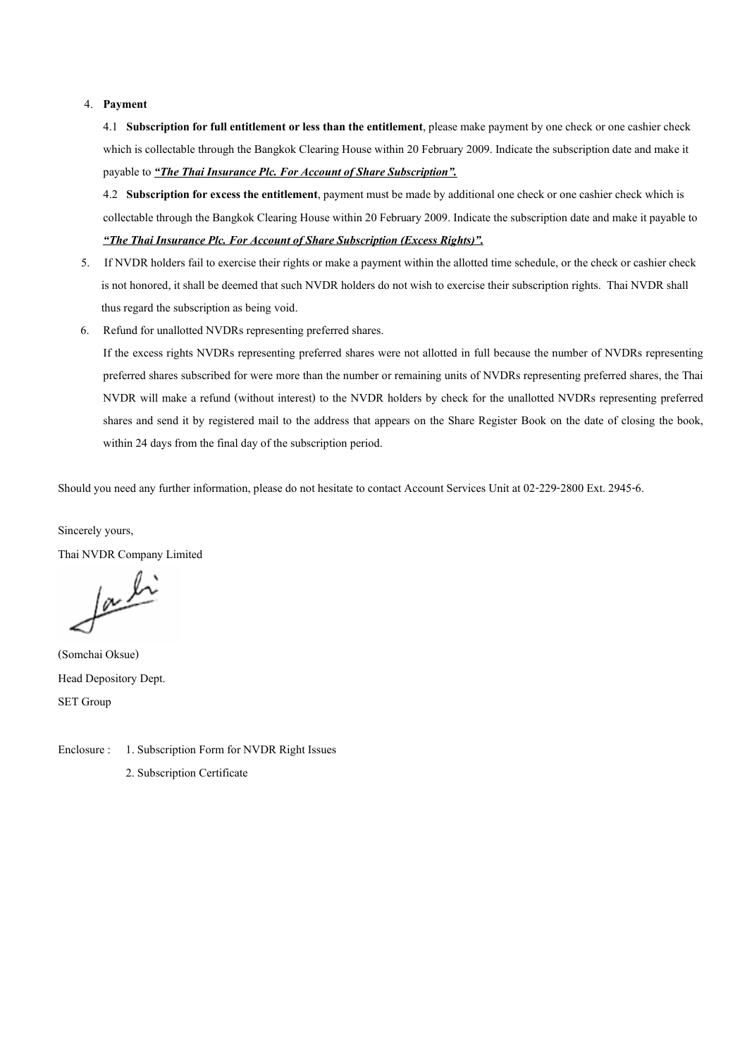4. **Payment**

   4.1 **Subscription for full entitlement or less than the entitlement**, please make payment by one check or one cashier check which is collectable through the Bangkok Clearing House within 20 February 2009. Indicate the subscription date and make it payable to ***"The Thai Insurance Plc. For Account of Share Subscription".***

   4.2 **Subscription for excess the entitlement**, payment must be made by additional one check or one cashier check which is collectable through the Bangkok Clearing House within 20 February 2009. Indicate the subscription date and make it payable to ***"The Thai Insurance Plc. For Account of Share Subscription (Excess Rights)".***

5. If NVDR holders fail to exercise their rights or make a payment within the allotted time schedule, or the check or cashier check is not honored, it shall be deemed that such NVDR holders do not wish to exercise their subscription rights. Thai NVDR shall thus regard the subscription as being void.

6. Refund for unallotted NVDRs representing preferred shares.

   If the excess rights NVDRs representing preferred shares were not allotted in full because the number of NVDRs representing preferred shares subscribed for were more than the number or remaining units of NVDRs representing preferred shares, the Thai NVDR will make a refund (without interest) to the NVDR holders by check for the unallotted NVDRs representing preferred shares and send it by registered mail to the address that appears on the Share Register Book on the date of closing the book, within 24 days from the final day of the subscription period.

Should you need any further information, please do not hesitate to contact Account Services Unit at 02-229-2800 Ext. 2945-6.

Sincerely yours,

Thai NVDR Company Limited

(Somchai Oksue)

Head Depository Dept.

SET Group

Enclosure : 1. Subscription Form for NVDR Right Issues

2. Subscription Certificate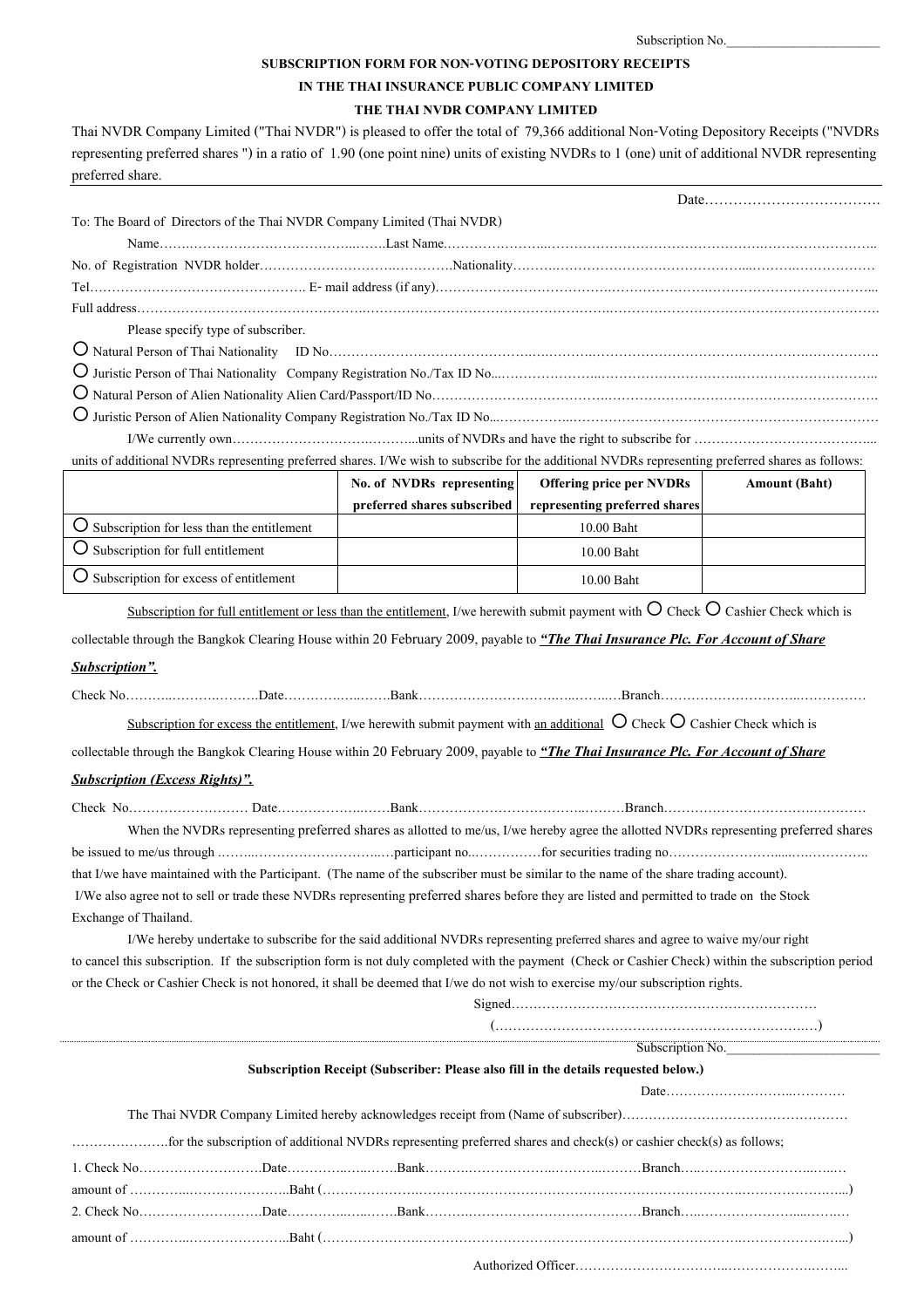Subscription No.______________________

**SUBSCRIPTION FORM FOR NON-VOTING DEPOSITORY RECEIPTS**

**IN THE THAI INSURANCE PUBLIC COMPANY LIMITED**

**THE THAI NVDR COMPANY LIMITED**

Thai NVDR Company Limited ("Thai NVDR") is pleased to offer the total of 79,366 additional Non-Voting Depository Receipts ("NVDRs representing preferred shares ") in a ratio of 1.90 (one point nine) units of existing NVDRs to 1 (one) unit of additional NVDR representing preferred share.

Date……………………………….

To: The Board of Directors of the Thai NVDR Company Limited (Thai NVDR)

Name……………………………………….Last Name………………………………………………………………………………………

No. of Registration NVDR holder……………………………………….Nationality…………………………………………………………………

Tel…………………………………………. E- mail address (if any)………………………………………………………………………………...

Full address……………………………………………………………………………………………………………………………………….

Please specify type of subscriber.

○ Natural Person of Thai Nationality ID No……………………………………………………………………………………………………….

○ Juristic Person of Thai Nationality Company Registration No./Tax ID No...……………………………………………………………………..

○ Natural Person of Alien Nationality Alien Card/Passport/ID No………………………………………………………………………………….

○ Juristic Person of Alien Nationality Company Registration No./Tax ID No...……………………………………………………………………

I/We currently own……………………………………..units of NVDRs and have the right to subscribe for …………………………………...

units of additional NVDRs representing preferred shares. I/We wish to subscribe for the additional NVDRs representing preferred shares as follows:

| | No. of NVDRs representing preferred shares subscribed | Offering price per NVDRs representing preferred shares | Amount (Baht) |
|---|---|---|---|
| ○ Subscription for less than the entitlement | | 10.00 Baht | |
| ○ Subscription for full entitlement | | 10.00 Baht | |
| ○ Subscription for excess of entitlement | | 10.00 Baht | |

Subscription for full entitlement or less than the entitlement, I/we herewith submit payment with ○ Check ○ Cashier Check which is collectable through the Bangkok Clearing House within 20 February 2009, payable to ***"The Thai Insurance Plc. For Account of Share Subscription".***

Check No……………………………Date………………….Bank………………………………………Branch……………………………………

Subscription for excess the entitlement, I/we herewith submit payment with an additional ○ Check ○ Cashier Check which is collectable through the Bangkok Clearing House within 20 February 2009, payable to ***"The Thai Insurance Plc. For Account of Share Subscription (Excess Rights)".***

Check No……………………… Date…………………Bank…………………………………………Branch…………………………………………

When the NVDRs representing preferred shares as allotted to me/us, I/we hereby agree the allotted NVDRs representing preferred shares be issued to me/us through ……………………………………participant no……………for securities trading no……………………………………. that I/we have maintained with the Participant. (The name of the subscriber must be similar to the name of the share trading account).
I/We also agree not to sell or trade these NVDRs representing preferred shares before they are listed and permitted to trade on the Stock Exchange of Thailand.

I/We hereby undertake to subscribe for the said additional NVDRs representing preferred shares and agree to waive my/our right to cancel this subscription. If the subscription form is not duly completed with the payment (Check or Cashier Check) within the subscription period or the Check or Cashier Check is not honored, it shall be deemed that I/we do not wish to exercise my/our subscription rights.

Signed……………………………………………………………

(……………………………………………………………)

---

Subscription No.______________________

**Subscription Receipt (Subscriber: Please also fill in the details requested below.)**

Date…………………………………

The Thai NVDR Company Limited hereby acknowledges receipt from (Name of subscriber)……………………………………………

………………….for the subscription of additional NVDRs representing preferred shares and check(s) or cashier check(s) as follows;

1. Check No……………………….Date………………….Bank…………………………………………Branch……………………………………

amount of ………………………………..Baht (……………………………………………………………………………………………………...)

2. Check No……………………….Date………………….Bank…………………………………………Branch……………………………………

amount of ………………………………..Baht (……………………………………………………………………………………………………...)

Authorized Officer………………………………………………………...